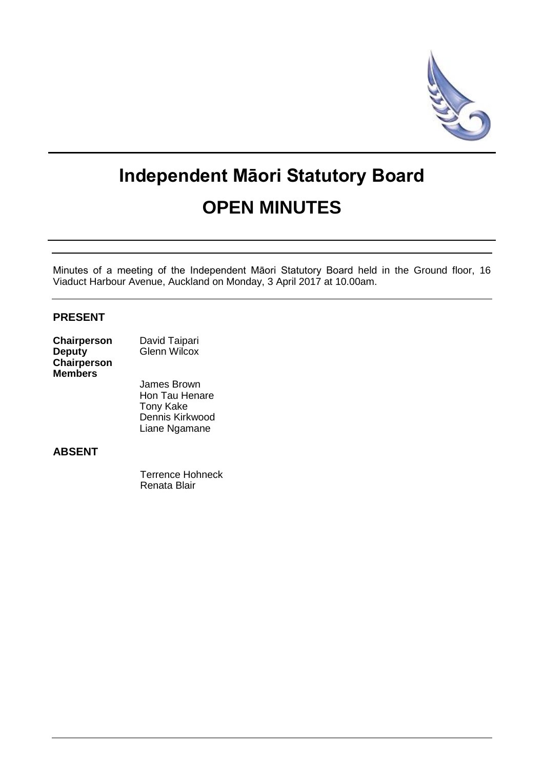# Independent Māori Statutory Board

# OPEN MINUTES

Minutes of a meeting of the Independent Māori Statutory Board held in the Ground floor, 16 Viaduct Harbour Avenue, Auckland on Monday, 3 April 2017 at 10.00am.

## PRESENT

| | |
|---|---|
| **Chairperson** | David Taipari |
| **Deputy Chairperson** | Glenn Wilcox |
| **Members** | James Brown |
| | Hon Tau Henare |
| | Tony Kake |
| | Dennis Kirkwood |
| | Liane Ngamane |

## ABSENT

Terrence Hohneck
Renata Blair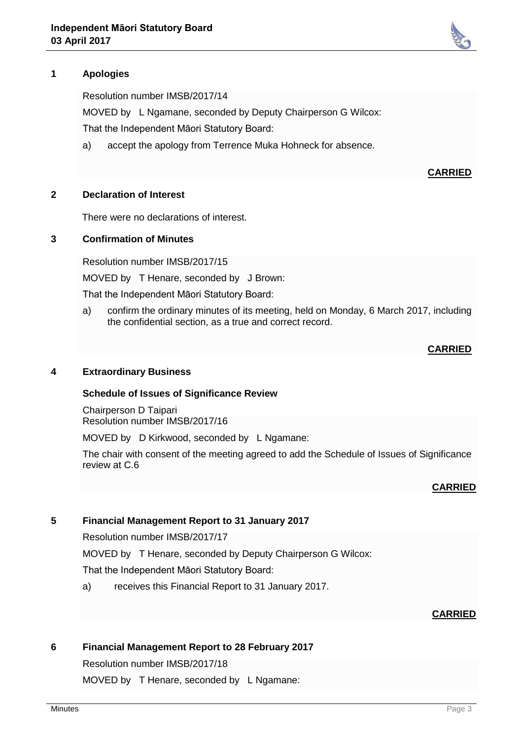## 1 Apologies

Resolution number IMSB/2017/14

MOVED by L Ngamane, seconded by Deputy Chairperson G Wilcox:

That the Independent Māori Statutory Board:

a) accept the apology from Terrence Muka Hohneck for absence.

**CARRIED**

## 2 Declaration of Interest

There were no declarations of interest.

## 3 Confirmation of Minutes

Resolution number IMSB/2017/15

MOVED by T Henare, seconded by J Brown:

That the Independent Māori Statutory Board:

a) confirm the ordinary minutes of its meeting, held on Monday, 6 March 2017, including the confidential section, as a true and correct record.

**CARRIED**

## 4 Extraordinary Business

### Schedule of Issues of Significance Review

Chairperson D Taipari
Resolution number IMSB/2017/16

MOVED by D Kirkwood, seconded by L Ngamane:

The chair with consent of the meeting agreed to add the Schedule of Issues of Significance review at C.6

**CARRIED**

## 5 Financial Management Report to 31 January 2017

Resolution number IMSB/2017/17

MOVED by T Henare, seconded by Deputy Chairperson G Wilcox:

That the Independent Māori Statutory Board:

a) receives this Financial Report to 31 January 2017.

**CARRIED**

## 6 Financial Management Report to 28 February 2017

Resolution number IMSB/2017/18

MOVED by T Henare, seconded by L Ngamane: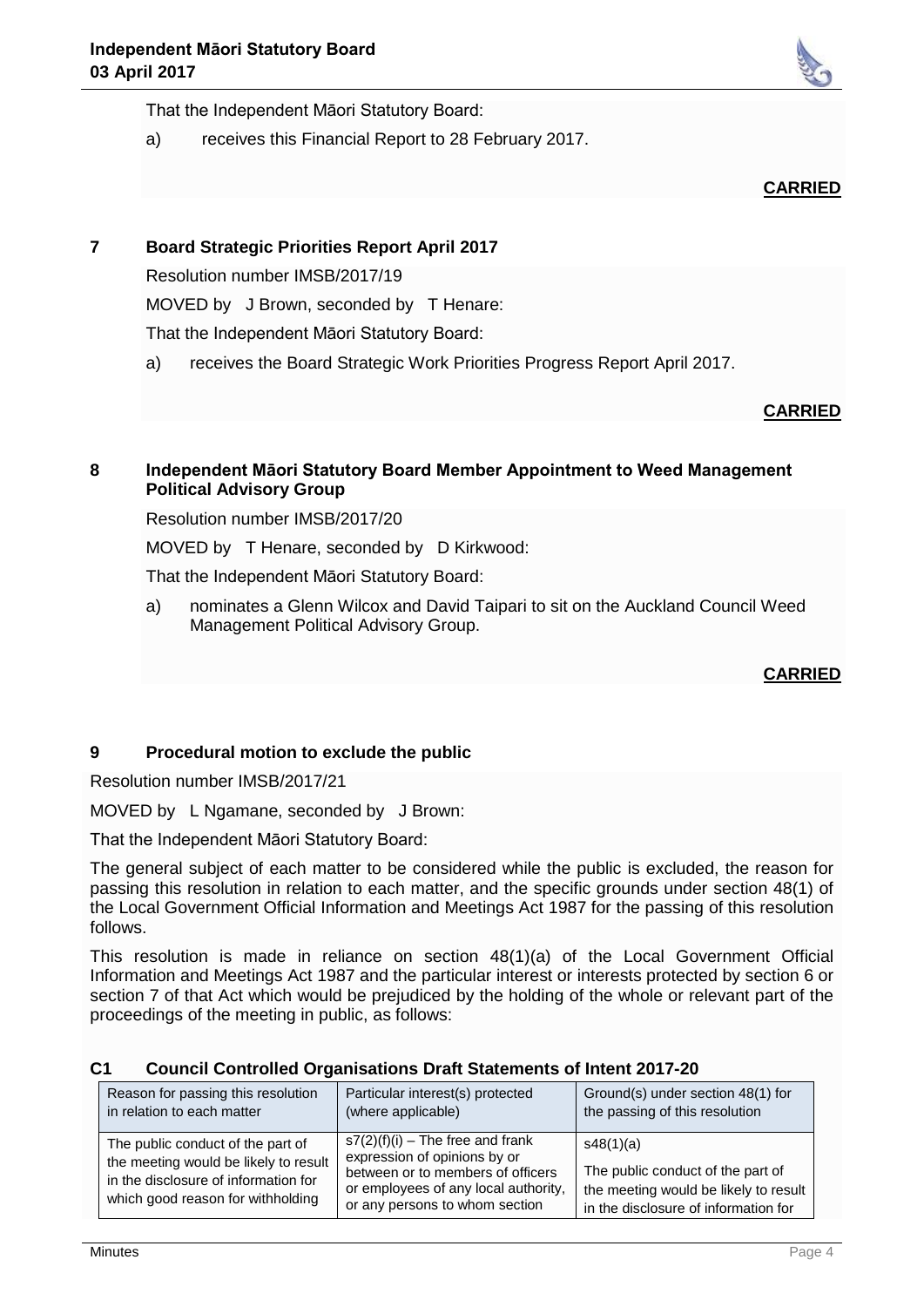That the Independent Māori Statutory Board:

a) receives this Financial Report to 28 February 2017.

**CARRIED**

## 7 Board Strategic Priorities Report April 2017

Resolution number IMSB/2017/19

MOVED by J Brown, seconded by T Henare:

That the Independent Māori Statutory Board:

a) receives the Board Strategic Work Priorities Progress Report April 2017.

**CARRIED**

## 8 Independent Māori Statutory Board Member Appointment to Weed Management Political Advisory Group

Resolution number IMSB/2017/20

MOVED by T Henare, seconded by D Kirkwood:

That the Independent Māori Statutory Board:

a) nominates a Glenn Wilcox and David Taipari to sit on the Auckland Council Weed Management Political Advisory Group.

**CARRIED**

## 9 Procedural motion to exclude the public

Resolution number IMSB/2017/21

MOVED by L Ngamane, seconded by J Brown:

That the Independent Māori Statutory Board:

The general subject of each matter to be considered while the public is excluded, the reason for passing this resolution in relation to each matter, and the specific grounds under section 48(1) of the Local Government Official Information and Meetings Act 1987 for the passing of this resolution follows.

This resolution is made in reliance on section 48(1)(a) of the Local Government Official Information and Meetings Act 1987 and the particular interest or interests protected by section 6 or section 7 of that Act which would be prejudiced by the holding of the whole or relevant part of the proceedings of the meeting in public, as follows:

### C1 Council Controlled Organisations Draft Statements of Intent 2017-20

| Reason for passing this resolution in relation to each matter | Particular interest(s) protected (where applicable) | Ground(s) under section 48(1) for the passing of this resolution |
|---|---|---|
| The public conduct of the part of the meeting would be likely to result in the disclosure of information for which good reason for withholding | s7(2)(f)(i) – The free and frank expression of opinions by or between or to members of officers or employees of any local authority, or any persons to whom section | s48(1)(a)<br><br>The public conduct of the part of the meeting would be likely to result in the disclosure of information for |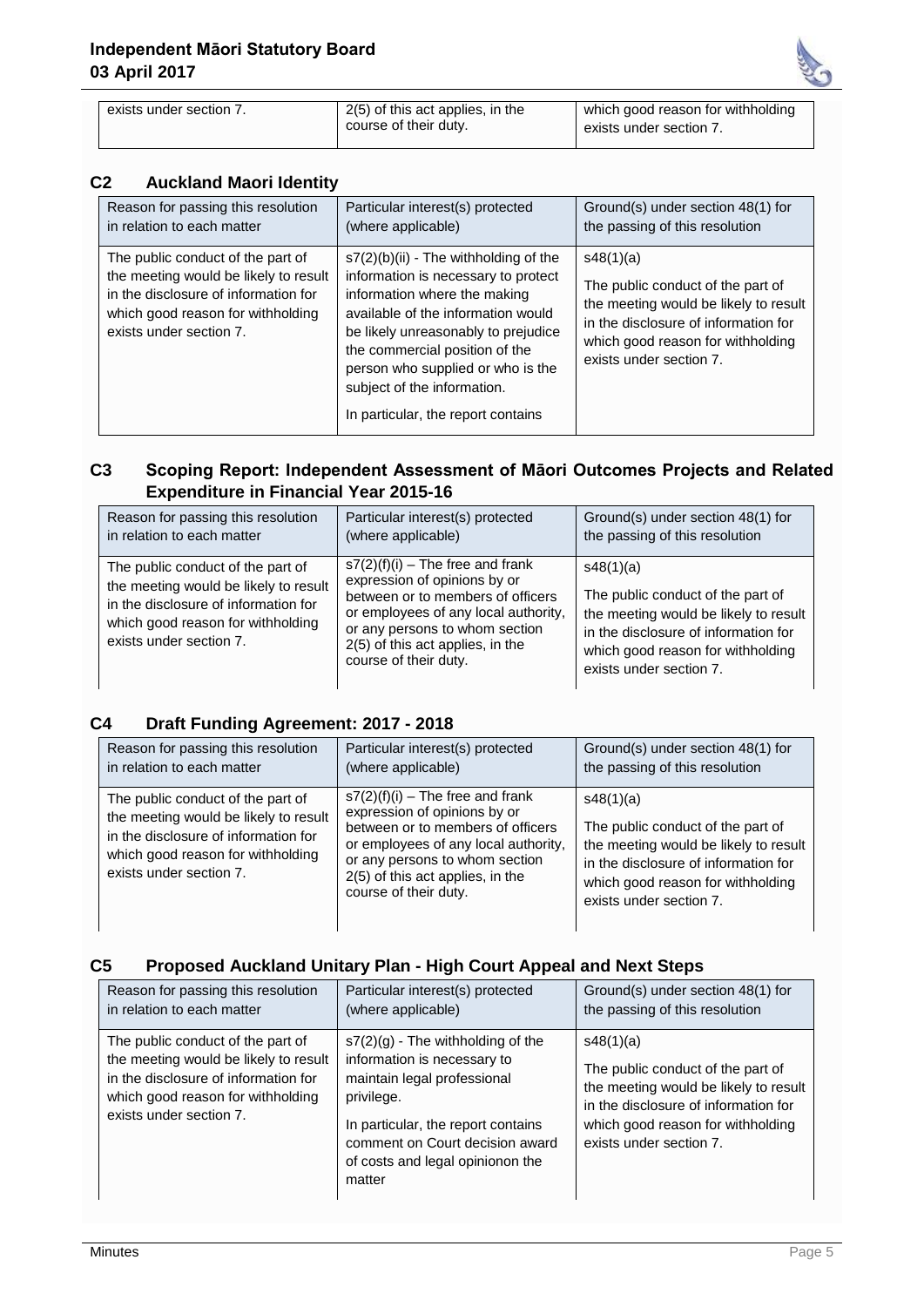| | | |
|---|---|---|
| exists under section 7. | 2(5) of this act applies, in the course of their duty. | which good reason for withholding exists under section 7. |

## C2 Auckland Maori Identity

| Reason for passing this resolution in relation to each matter | Particular interest(s) protected (where applicable) | Ground(s) under section 48(1) for the passing of this resolution |
|---|---|---|
| The public conduct of the part of the meeting would be likely to result in the disclosure of information for which good reason for withholding exists under section 7. | s7(2)(b)(ii) - The withholding of the information is necessary to protect information where the making available of the information would be likely unreasonably to prejudice the commercial position of the person who supplied or who is the subject of the information.<br><br>In particular, the report contains | s48(1)(a)<br><br>The public conduct of the part of the meeting would be likely to result in the disclosure of information for which good reason for withholding exists under section 7. |

## C3 Scoping Report: Independent Assessment of Māori Outcomes Projects and Related Expenditure in Financial Year 2015-16

| Reason for passing this resolution in relation to each matter | Particular interest(s) protected (where applicable) | Ground(s) under section 48(1) for the passing of this resolution |
|---|---|---|
| The public conduct of the part of the meeting would be likely to result in the disclosure of information for which good reason for withholding exists under section 7. | s7(2)(f)(i) – The free and frank expression of opinions by or between or to members of officers or employees of any local authority, or any persons to whom section 2(5) of this act applies, in the course of their duty. | s48(1)(a)<br><br>The public conduct of the part of the meeting would be likely to result in the disclosure of information for which good reason for withholding exists under section 7. |

## C4 Draft Funding Agreement: 2017 - 2018

| Reason for passing this resolution in relation to each matter | Particular interest(s) protected (where applicable) | Ground(s) under section 48(1) for the passing of this resolution |
|---|---|---|
| The public conduct of the part of the meeting would be likely to result in the disclosure of information for which good reason for withholding exists under section 7. | s7(2)(f)(i) – The free and frank expression of opinions by or between or to members of officers or employees of any local authority, or any persons to whom section 2(5) of this act applies, in the course of their duty. | s48(1)(a)<br><br>The public conduct of the part of the meeting would be likely to result in the disclosure of information for which good reason for withholding exists under section 7. |

## C5 Proposed Auckland Unitary Plan - High Court Appeal and Next Steps

| Reason for passing this resolution in relation to each matter | Particular interest(s) protected (where applicable) | Ground(s) under section 48(1) for the passing of this resolution |
|---|---|---|
| The public conduct of the part of the meeting would be likely to result in the disclosure of information for which good reason for withholding exists under section 7. | s7(2)(g) - The withholding of the information is necessary to maintain legal professional privilege.<br><br>In particular, the report contains comment on Court decision award of costs and legal opinionon the matter | s48(1)(a)<br><br>The public conduct of the part of the meeting would be likely to result in the disclosure of information for which good reason for withholding exists under section 7. |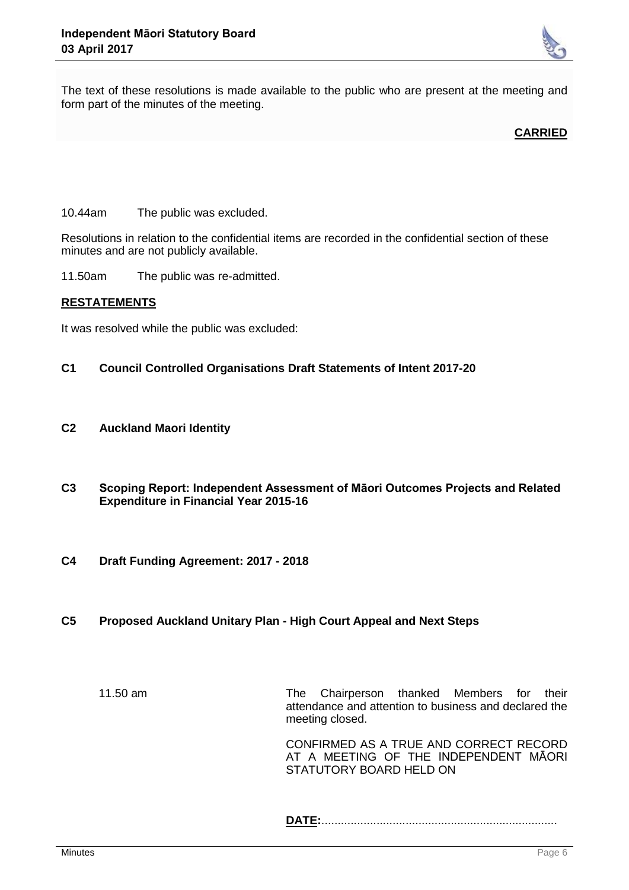The text of these resolutions is made available to the public who are present at the meeting and form part of the minutes of the meeting.

**CARRIED**

10.44am The public was excluded.

Resolutions in relation to the confidential items are recorded in the confidential section of these minutes and are not publicly available.

11.50am The public was re-admitted.

**RESTATEMENTS**

It was resolved while the public was excluded:

**C1 Council Controlled Organisations Draft Statements of Intent 2017-20**

**C2 Auckland Maori Identity**

**C3 Scoping Report: Independent Assessment of Māori Outcomes Projects and Related Expenditure in Financial Year 2015-16**

**C4 Draft Funding Agreement: 2017 - 2018**

**C5 Proposed Auckland Unitary Plan - High Court Appeal and Next Steps**

11.50 am The Chairperson thanked Members for their attendance and attention to business and declared the meeting closed.

CONFIRMED AS A TRUE AND CORRECT RECORD AT A MEETING OF THE INDEPENDENT MĀORI STATUTORY BOARD HELD ON

**DATE:**.........................................................................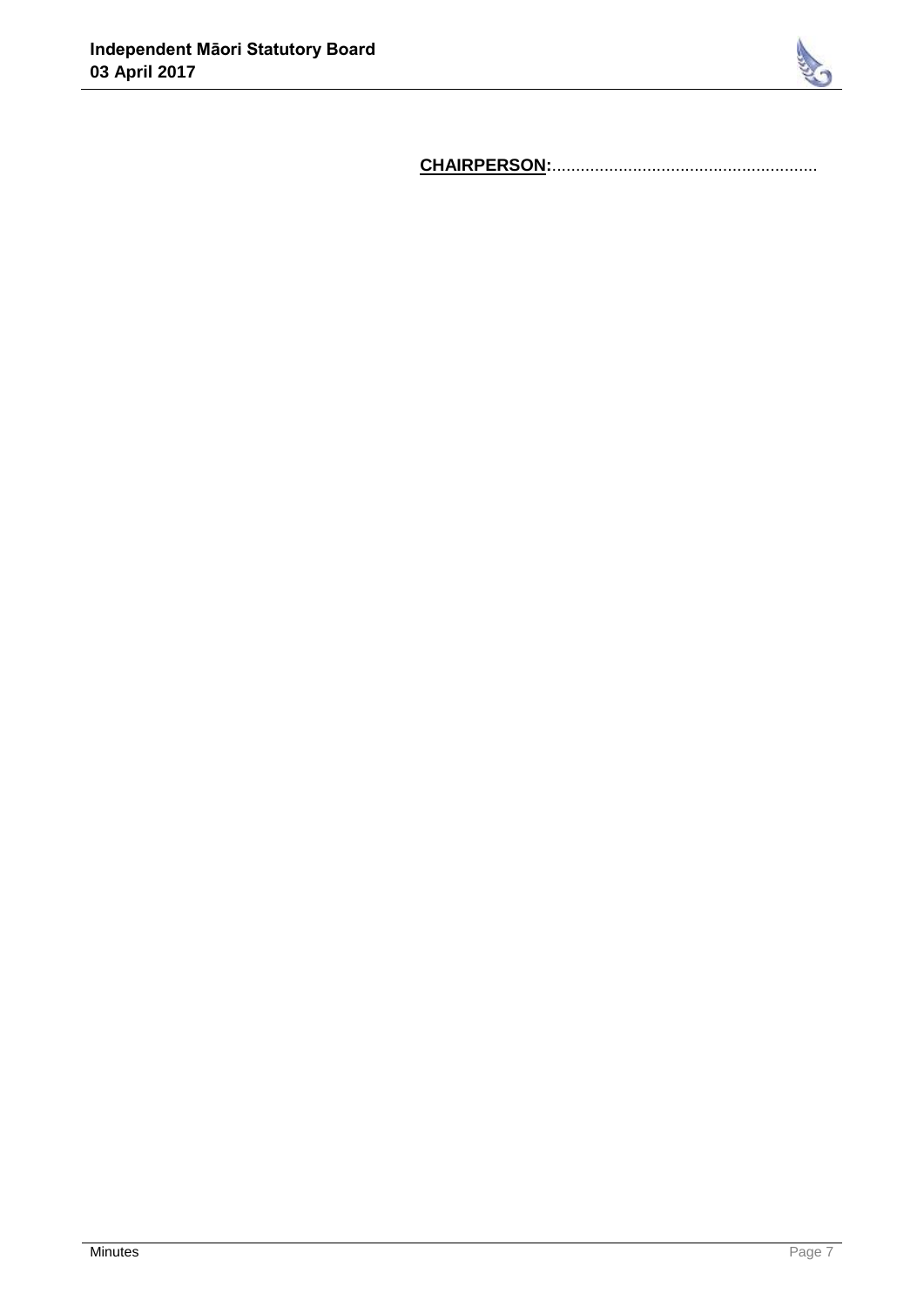**CHAIRPERSON:**........................................................